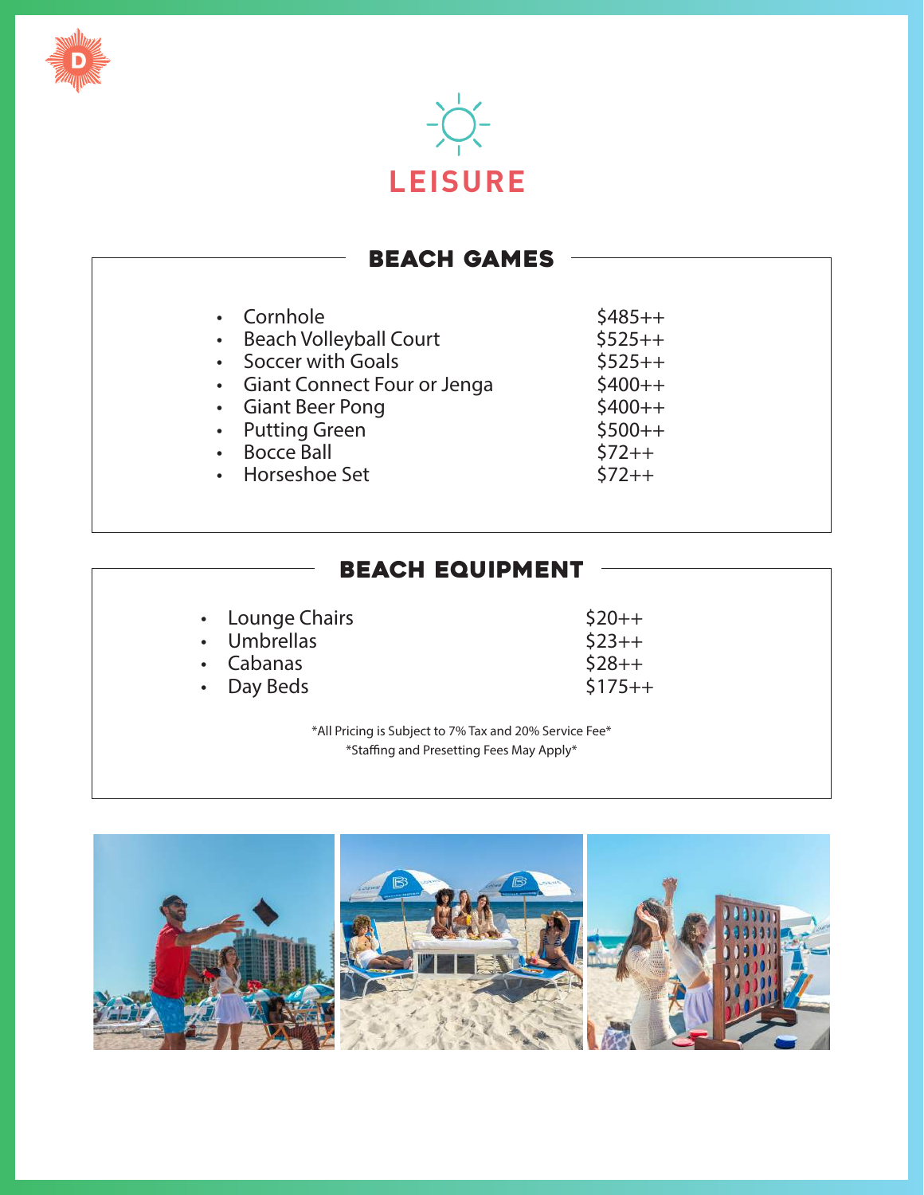# LEISURE

## BEACH GAMES

| Item | Price |
| --- | --- |
| Cornhole | $485++ |
| Beach Volleyball Court | $525++ |
| Soccer with Goals | $525++ |
| Giant Connect Four or Jenga | $400++ |
| Giant Beer Pong | $400++ |
| Putting Green | $500++ |
| Bocce Ball | $72++ |
| Horseshoe Set | $72++ |

## BEACH EQUIPMENT

| Item | Price |
| --- | --- |
| Lounge Chairs | $20++ |
| Umbrellas | $23++ |
| Cabanas | $28++ |
| Day Beds | $175++ |

*All Pricing is Subject to 7% Tax and 20% Service Fee*

*Staffing and Presetting Fees May Apply*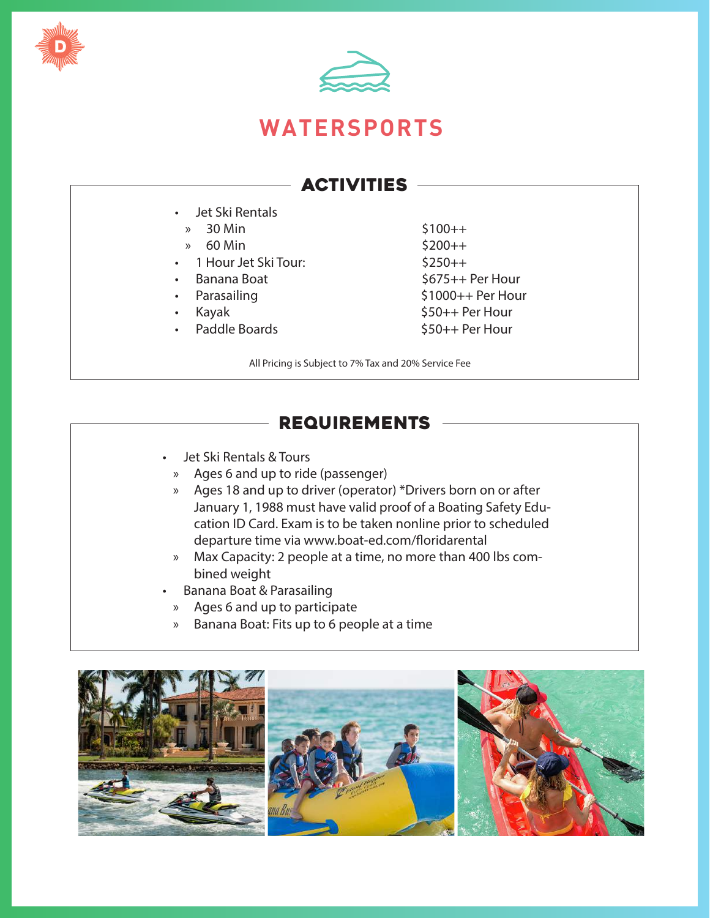# WATERSPORTS

## ACTIVITIES

- Jet Ski Rentals
  - » 30 Min — $100++
  - » 60 Min — $200++
- 1 Hour Jet Ski Tour: — $250++
- Banana Boat — $675++ Per Hour
- Parasailing — $1000++ Per Hour
- Kayak — $50++ Per Hour
- Paddle Boards — $50++ Per Hour

All Pricing is Subject to 7% Tax and 20% Service Fee

## REQUIREMENTS

- Jet Ski Rentals & Tours
  - » Ages 6 and up to ride (passenger)
  - » Ages 18 and up to driver (operator) *Drivers born on or after January 1, 1988 must have valid proof of a Boating Safety Education ID Card. Exam is to be taken nonline prior to scheduled departure time via www.boat-ed.com/floridarental
  - » Max Capacity: 2 people at a time, no more than 400 lbs combined weight
- Banana Boat & Parasailing
  - » Ages 6 and up to participate
  - » Banana Boat: Fits up to 6 people at a time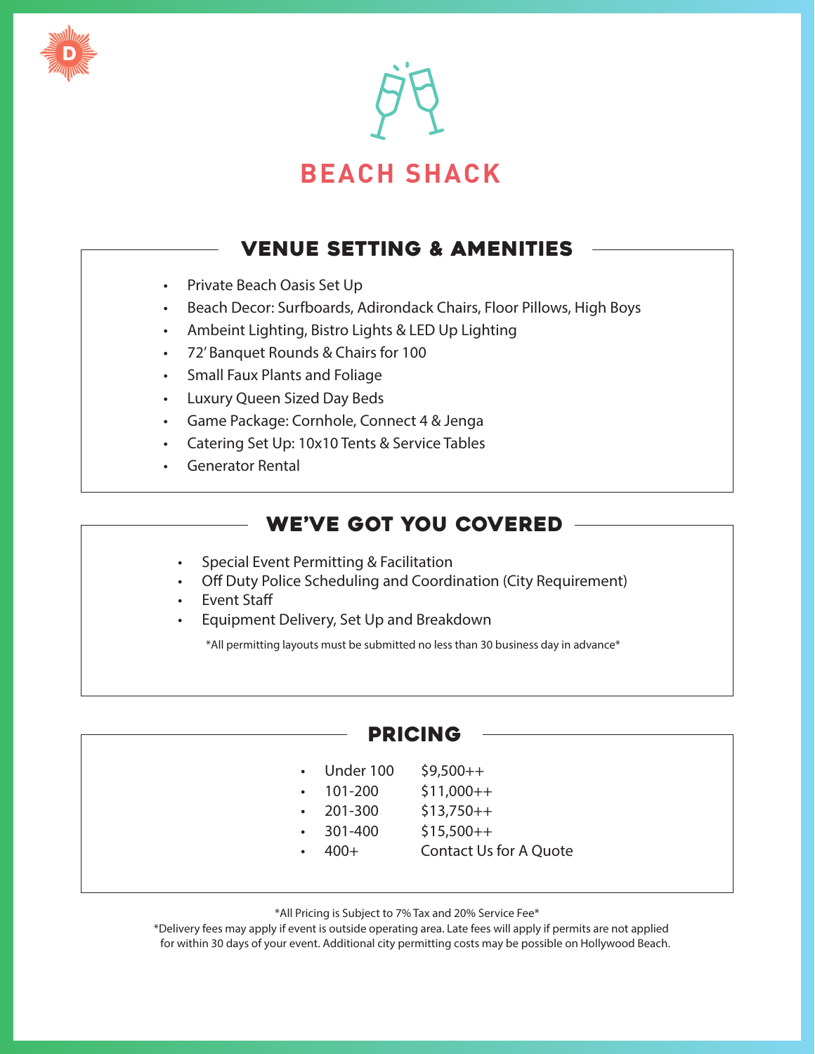# BEACH SHACK

## VENUE SETTING & AMENITIES

- Private Beach Oasis Set Up
- Beach Decor: Surfboards, Adirondack Chairs, Floor Pillows, High Boys
- Ambeint Lighting, Bistro Lights & LED Up Lighting
- 72' Banquet Rounds & Chairs for 100
- Small Faux Plants and Foliage
- Luxury Queen Sized Day Beds
- Game Package: Cornhole, Connect 4 & Jenga
- Catering Set Up: 10x10 Tents & Service Tables
- Generator Rental

## WE'VE GOT YOU COVERED

- Special Event Permitting & Facilitation
- Off Duty Police Scheduling and Coordination (City Requirement)
- Event Staff
- Equipment Delivery, Set Up and Breakdown

*All permitting layouts must be submitted no less than 30 business day in advance*

## PRICING

- Under 100 — $9,500++
- 101-200 — $11,000++
- 201-300 — $13,750++
- 301-400 — $15,500++
- 400+ — Contact Us for A Quote

*All Pricing is Subject to 7% Tax and 20% Service Fee*

*Delivery fees may apply if event is outside operating area. Late fees will apply if permits are not applied for within 30 days of your event. Additional city permitting costs may be possible on Hollywood Beach.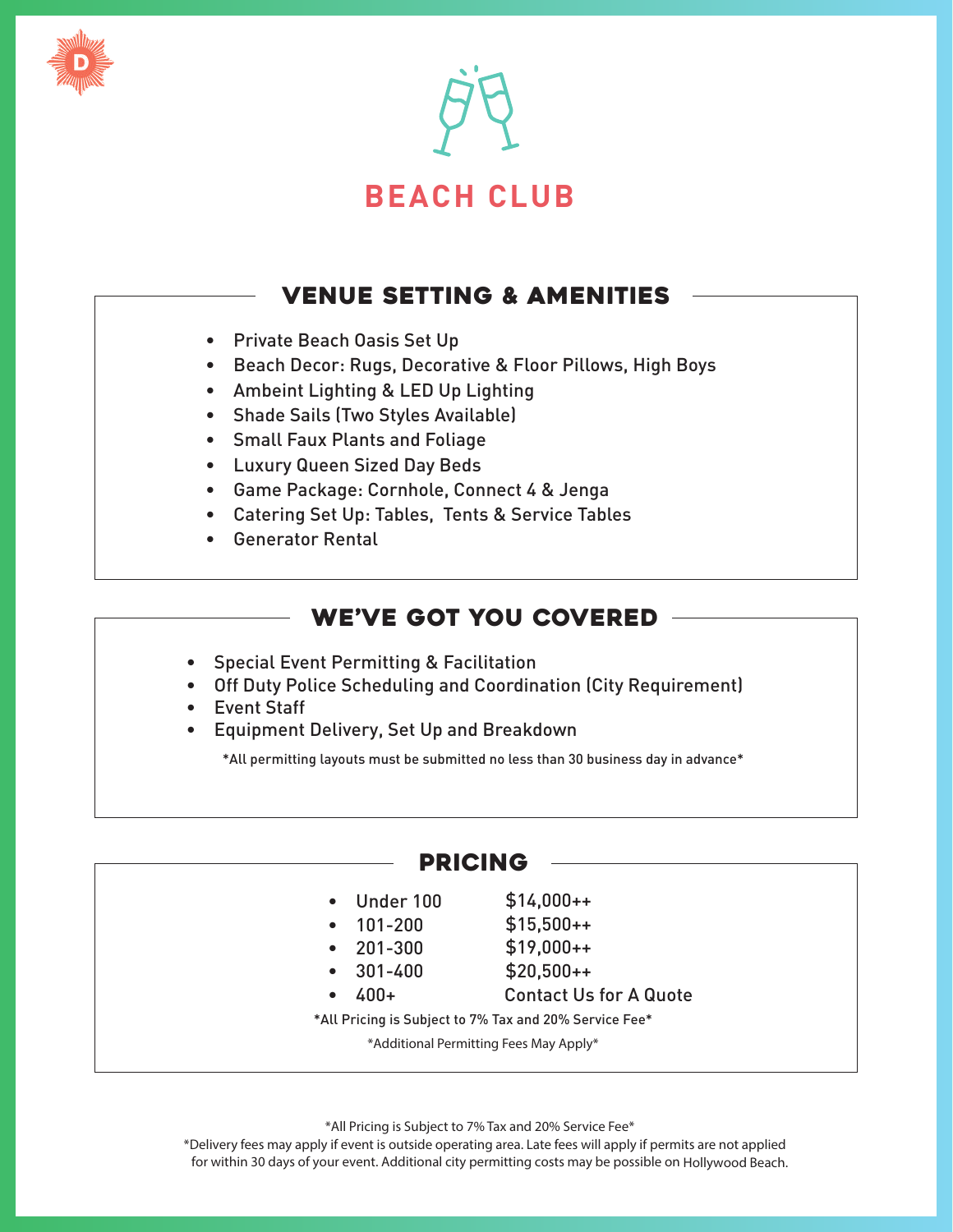# BEACH CLUB

## VENUE SETTING & AMENITIES

- Private Beach Oasis Set Up
- Beach Decor: Rugs, Decorative & Floor Pillows, High Boys
- Ambeint Lighting & LED Up Lighting
- Shade Sails (Two Styles Available)
- Small Faux Plants and Foliage
- Luxury Queen Sized Day Beds
- Game Package: Cornhole, Connect 4 & Jenga
- Catering Set Up: Tables, Tents & Service Tables
- Generator Rental

## WE'VE GOT YOU COVERED

- Special Event Permitting & Facilitation
- Off Duty Police Scheduling and Coordination (City Requirement)
- Event Staff
- Equipment Delivery, Set Up and Breakdown

*All permitting layouts must be submitted no less than 30 business day in advance*

## PRICING

- Under 100 — $14,000++
- 101-200 — $15,500++
- 201-300 — $19,000++
- 301-400 — $20,500++
- 400+ — Contact Us for A Quote

*All Pricing is Subject to 7% Tax and 20% Service Fee*

*Additional Permitting Fees May Apply*

*All Pricing is Subject to 7% Tax and 20% Service Fee*

*Delivery fees may apply if event is outside operating area. Late fees will apply if permits are not applied for within 30 days of your event. Additional city permitting costs may be possible on Hollywood Beach.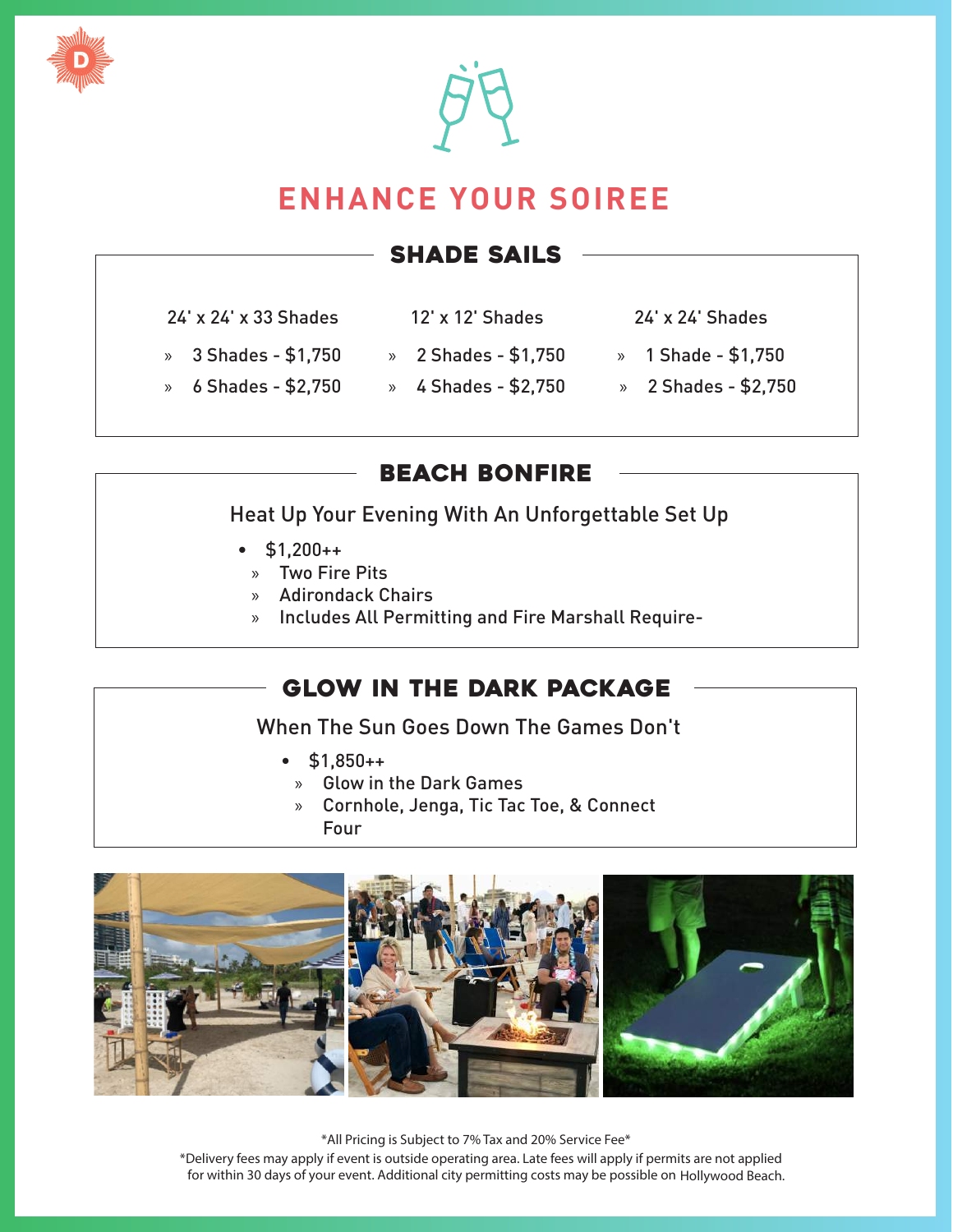# ENHANCE YOUR SOIREE

## SHADE SAILS

24' x 24' x 33 Shades

- 3 Shades - $1,750
- 6 Shades - $2,750

12' x 12' Shades

- 2 Shades - $1,750
- 4 Shades - $2,750

24' x 24' Shades

- 1 Shade - $1,750
- 2 Shades - $2,750

## BEACH BONFIRE

Heat Up Your Evening With An Unforgettable Set Up

- $1,200++
  - Two Fire Pits
  - Adirondack Chairs
  - Includes All Permitting and Fire Marshall Require-

## GLOW IN THE DARK PACKAGE

When The Sun Goes Down The Games Don't

- $1,850++
  - Glow in the Dark Games
  - Cornhole, Jenga, Tic Tac Toe, & Connect Four

*All Pricing is Subject to 7% Tax and 20% Service Fee*

*Delivery fees may apply if event is outside operating area. Late fees will apply if permits are not applied for within 30 days of your event. Additional city permitting costs may be possible on Hollywood Beach.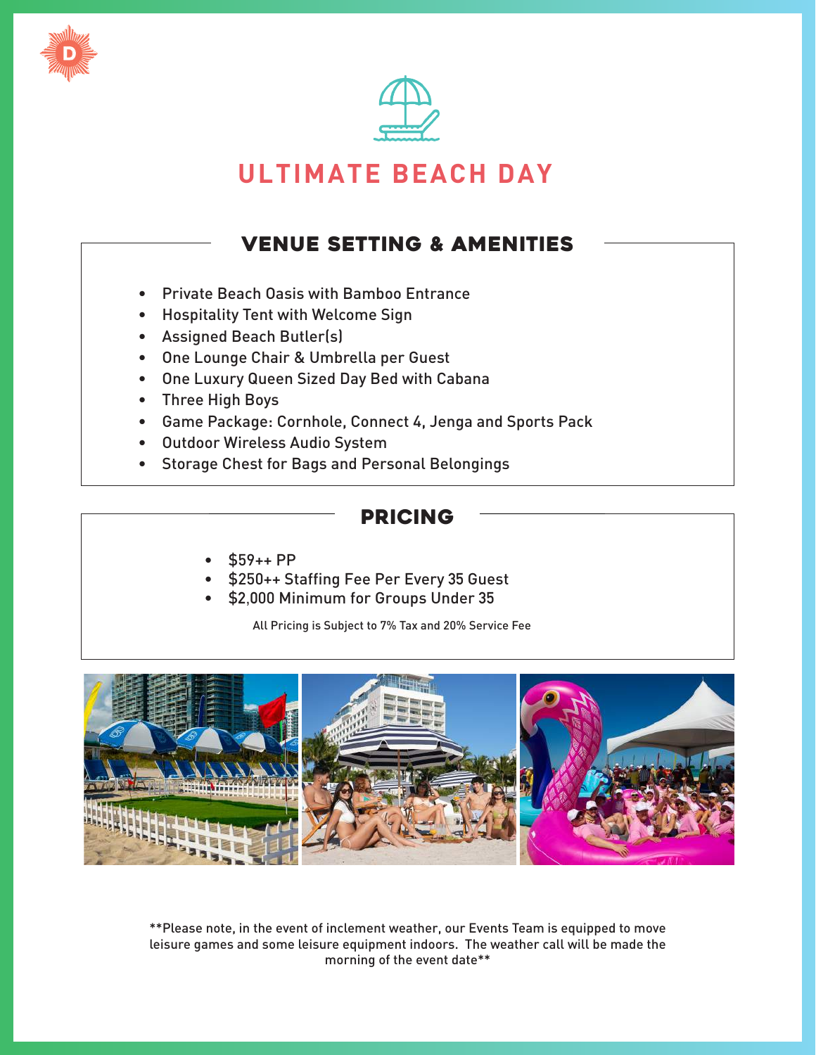# ULTIMATE BEACH DAY

## VENUE SETTING & AMENITIES

- Private Beach Oasis with Bamboo Entrance
- Hospitality Tent with Welcome Sign
- Assigned Beach Butler(s)
- One Lounge Chair & Umbrella per Guest
- One Luxury Queen Sized Day Bed with Cabana
- Three High Boys
- Game Package: Cornhole, Connect 4, Jenga and Sports Pack
- Outdoor Wireless Audio System
- Storage Chest for Bags and Personal Belongings

## PRICING

- $59++ PP
- $250++ Staffing Fee Per Every 35 Guest
- $2,000 Minimum for Groups Under 35

All Pricing is Subject to 7% Tax and 20% Service Fee

**Please note, in the event of inclement weather, our Events Team is equipped to move leisure games and some leisure equipment indoors. The weather call will be made the morning of the event date**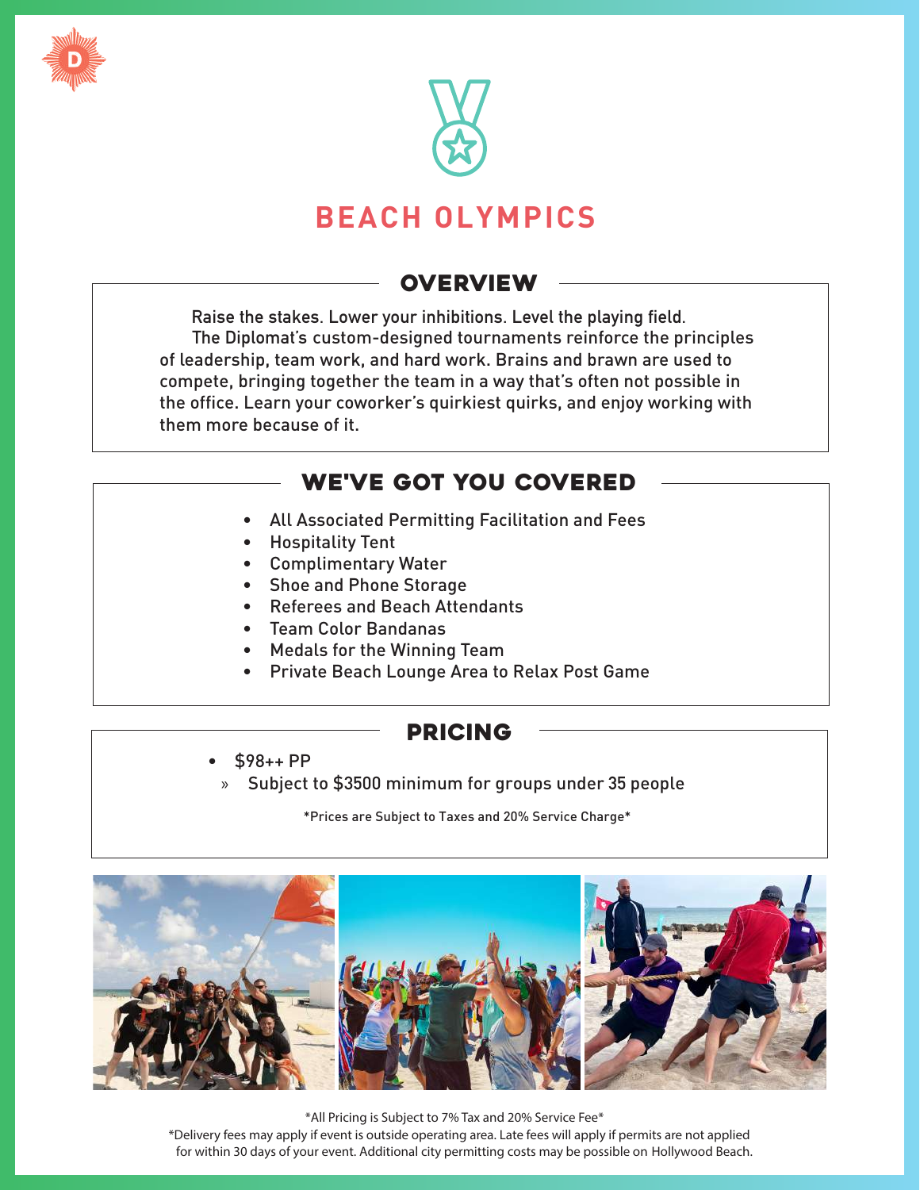# BEACH OLYMPICS

## OVERVIEW

Raise the stakes. Lower your inhibitions. Level the playing field.

The Diplomat's custom-designed tournaments reinforce the principles of leadership, team work, and hard work. Brains and brawn are used to compete, bringing together the team in a way that's often not possible in the office. Learn your coworker's quirkiest quirks, and enjoy working with them more because of it.

## WE'VE GOT YOU COVERED

- All Associated Permitting Facilitation and Fees
- Hospitality Tent
- Complimentary Water
- Shoe and Phone Storage
- Referees and Beach Attendants
- Team Color Bandanas
- Medals for the Winning Team
- Private Beach Lounge Area to Relax Post Game

## PRICING

- $98++ PP
  - Subject to $3500 minimum for groups under 35 people

*Prices are Subject to Taxes and 20% Service Charge*

*All Pricing is Subject to 7% Tax and 20% Service Fee*

*Delivery fees may apply if event is outside operating area. Late fees will apply if permits are not applied for within 30 days of your event. Additional city permitting costs may be possible on Hollywood Beach.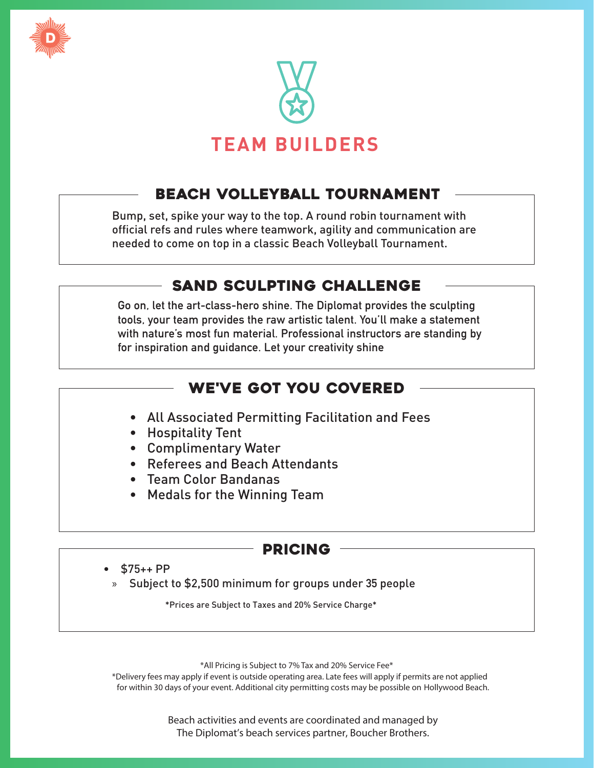# TEAM BUILDERS

## BEACH VOLLEYBALL TOURNAMENT

Bump, set, spike your way to the top. A round robin tournament with official refs and rules where teamwork, agility and communication are needed to come on top in a classic Beach Volleyball Tournament.

## SAND SCULPTING CHALLENGE

Go on, let the art-class-hero shine. The Diplomat provides the sculpting tools, your team provides the raw artistic talent. You'll make a statement with nature's most fun material. Professional instructors are standing by for inspiration and guidance. Let your creativity shine

## WE'VE GOT YOU COVERED

- All Associated Permitting Facilitation and Fees
- Hospitality Tent
- Complimentary Water
- Referees and Beach Attendants
- Team Color Bandanas
- Medals for the Winning Team

## PRICING

- $75++ PP
  - Subject to $2,500 minimum for groups under 35 people

*Prices are Subject to Taxes and 20% Service Charge*

*All Pricing is Subject to 7% Tax and 20% Service Fee*
*Delivery fees may apply if event is outside operating area. Late fees will apply if permits are not applied for within 30 days of your event. Additional city permitting costs may be possible on Hollywood Beach.

Beach activities and events are coordinated and managed by The Diplomat's beach services partner, Boucher Brothers.